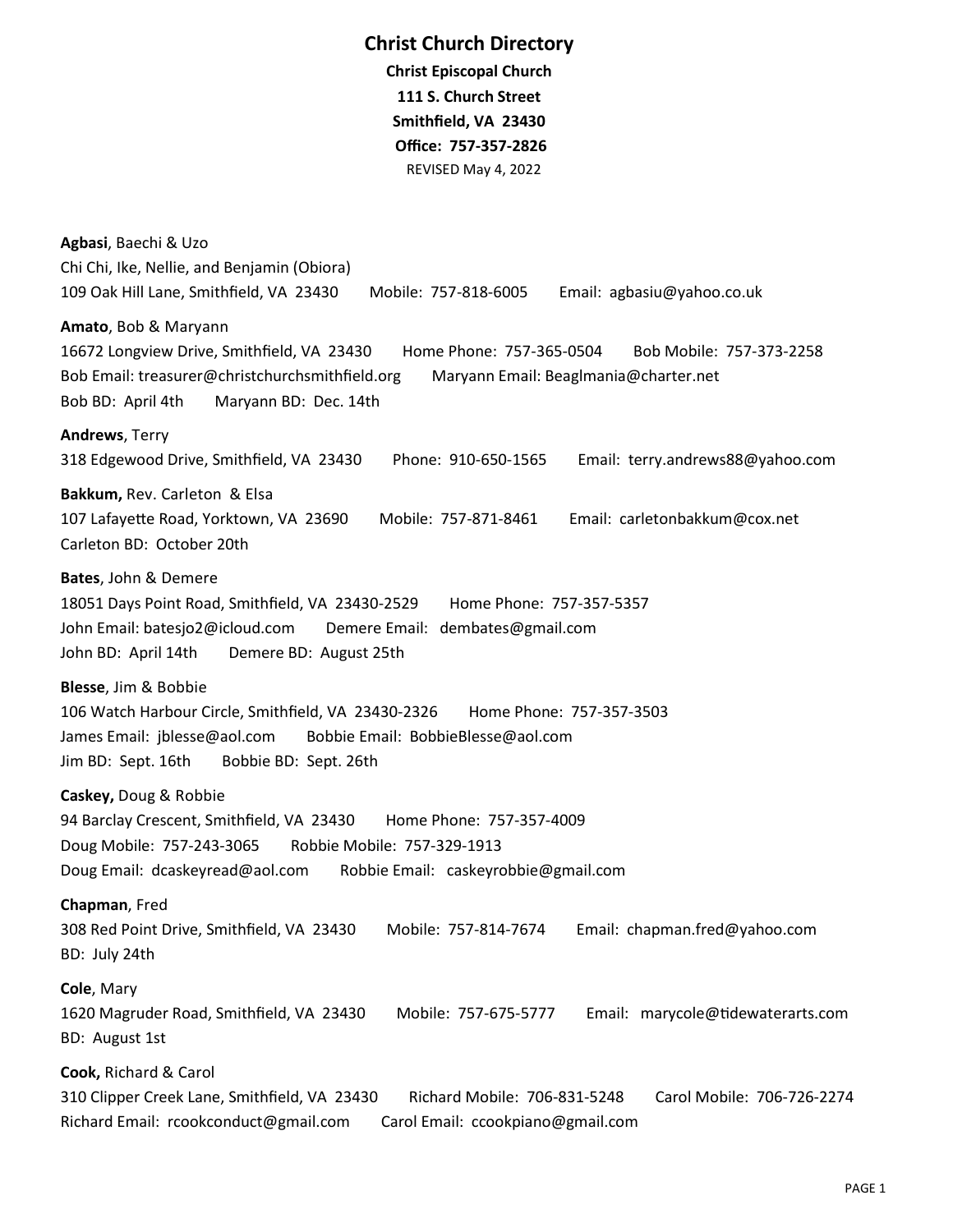# Christ Church Directory

**Christ Episcopal Church**
**111 S. Church Street**
**Smithfield, VA 23430**
**Office: 757-357-2826**
REVISED May 4, 2022

**Agbasi**, Baechi & Uzo
Chi Chi, Ike, Nellie, and Benjamin (Obiora)
109 Oak Hill Lane, Smithfield, VA 23430    Mobile: 757-818-6005    Email: agbasiu@yahoo.co.uk

**Amato**, Bob & Maryann
16672 Longview Drive, Smithfield, VA 23430    Home Phone: 757-365-0504    Bob Mobile: 757-373-2258
Bob Email: treasurer@christchurchsmithfield.org    Maryann Email: Beaglmania@charter.net
Bob BD: April 4th    Maryann BD: Dec. 14th

**Andrews**, Terry
318 Edgewood Drive, Smithfield, VA 23430    Phone: 910-650-1565    Email: terry.andrews88@yahoo.com

**Bakkum,** Rev. Carleton & Elsa
107 Lafayette Road, Yorktown, VA 23690    Mobile: 757-871-8461    Email: carletonbakkum@cox.net
Carleton BD: October 20th

**Bates**, John & Demere
18051 Days Point Road, Smithfield, VA 23430-2529    Home Phone: 757-357-5357
John Email: batesjo2@icloud.com    Demere Email: dembates@gmail.com
John BD: April 14th    Demere BD: August 25th

**Blesse**, Jim & Bobbie
106 Watch Harbour Circle, Smithfield, VA 23430-2326    Home Phone: 757-357-3503
James Email: jblesse@aol.com    Bobbie Email: BobbieBlesse@aol.com
Jim BD: Sept. 16th    Bobbie BD: Sept. 26th

**Caskey,** Doug & Robbie
94 Barclay Crescent, Smithfield, VA 23430    Home Phone: 757-357-4009
Doug Mobile: 757-243-3065    Robbie Mobile: 757-329-1913
Doug Email: dcaskeyread@aol.com    Robbie Email: caskeyrobbie@gmail.com

**Chapman**, Fred
308 Red Point Drive, Smithfield, VA 23430    Mobile: 757-814-7674    Email: chapman.fred@yahoo.com
BD: July 24th

**Cole**, Mary
1620 Magruder Road, Smithfield, VA 23430    Mobile: 757-675-5777    Email: marycole@tidewaterarts.com
BD: August 1st

**Cook,** Richard & Carol
310 Clipper Creek Lane, Smithfield, VA 23430    Richard Mobile: 706-831-5248    Carol Mobile: 706-726-2274
Richard Email: rcookconduct@gmail.com    Carol Email: ccookpiano@gmail.com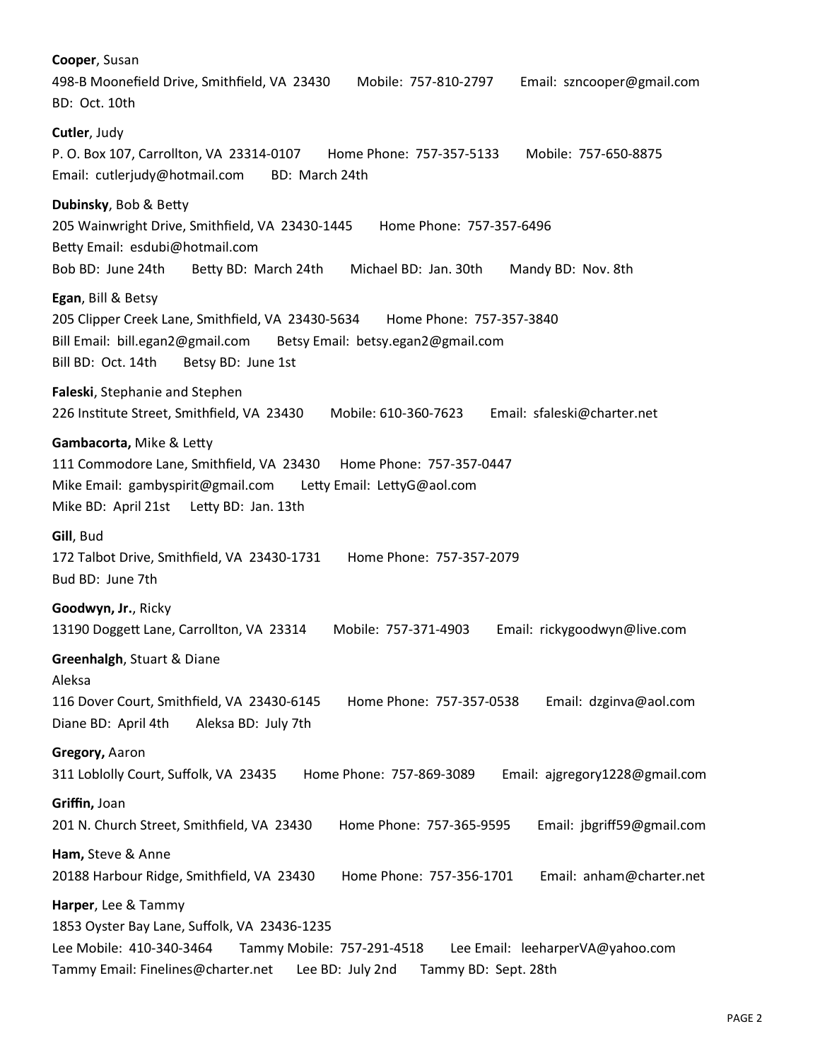**Cooper**, Susan
498-B Moonefield Drive, Smithfield, VA 23430 Mobile: 757-810-2797 Email: szncooper@gmail.com
BD: Oct. 10th

**Cutler**, Judy
P. O. Box 107, Carrollton, VA 23314-0107 Home Phone: 757-357-5133 Mobile: 757-650-8875
Email: cutlerjudy@hotmail.com BD: March 24th

**Dubinsky**, Bob & Betty
205 Wainwright Drive, Smithfield, VA 23430-1445 Home Phone: 757-357-6496
Betty Email: esdubi@hotmail.com
Bob BD: June 24th Betty BD: March 24th Michael BD: Jan. 30th Mandy BD: Nov. 8th

**Egan**, Bill & Betsy
205 Clipper Creek Lane, Smithfield, VA 23430-5634 Home Phone: 757-357-3840
Bill Email: bill.egan2@gmail.com Betsy Email: betsy.egan2@gmail.com
Bill BD: Oct. 14th Betsy BD: June 1st

**Faleski**, Stephanie and Stephen
226 Institute Street, Smithfield, VA 23430 Mobile: 610-360-7623 Email: sfaleski@charter.net

**Gambacorta,** Mike & Letty
111 Commodore Lane, Smithfield, VA 23430 Home Phone: 757-357-0447
Mike Email: gambyspirit@gmail.com Letty Email: LettyG@aol.com
Mike BD: April 21st Letty BD: Jan. 13th

**Gill**, Bud
172 Talbot Drive, Smithfield, VA 23430-1731 Home Phone: 757-357-2079
Bud BD: June 7th

**Goodwyn, Jr.**, Ricky
13190 Doggett Lane, Carrollton, VA 23314 Mobile: 757-371-4903 Email: rickygoodwyn@live.com

**Greenhalgh**, Stuart & Diane
Aleksa
116 Dover Court, Smithfield, VA 23430-6145 Home Phone: 757-357-0538 Email: dzginva@aol.com
Diane BD: April 4th Aleksa BD: July 7th

**Gregory,** Aaron
311 Loblolly Court, Suffolk, VA 23435 Home Phone: 757-869-3089 Email: ajgregory1228@gmail.com

**Griffin,** Joan
201 N. Church Street, Smithfield, VA 23430 Home Phone: 757-365-9595 Email: jbgriff59@gmail.com

**Ham,** Steve & Anne
20188 Harbour Ridge, Smithfield, VA 23430 Home Phone: 757-356-1701 Email: anham@charter.net

**Harper**, Lee & Tammy
1853 Oyster Bay Lane, Suffolk, VA 23436-1235
Lee Mobile: 410-340-3464 Tammy Mobile: 757-291-4518 Lee Email: leeharperVA@yahoo.com
Tammy Email: Finelines@charter.net Lee BD: July 2nd Tammy BD: Sept. 28th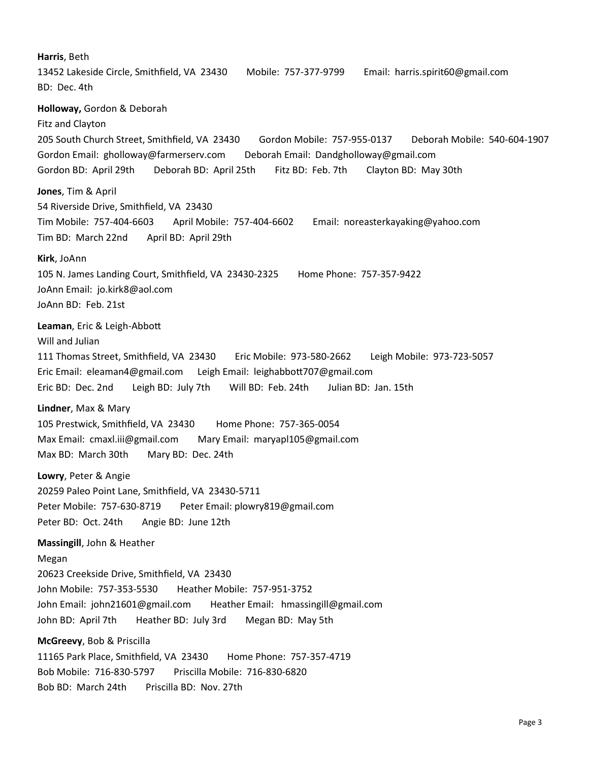**Harris**, Beth
13452 Lakeside Circle, Smithfield, VA 23430 Mobile: 757-377-9799 Email: harris.spirit60@gmail.com
BD: Dec. 4th

**Holloway,** Gordon & Deborah
Fitz and Clayton
205 South Church Street, Smithfield, VA 23430 Gordon Mobile: 757-955-0137 Deborah Mobile: 540-604-1907
Gordon Email: gholloway@farmerserv.com Deborah Email: Dandgholloway@gmail.com
Gordon BD: April 29th Deborah BD: April 25th Fitz BD: Feb. 7th Clayton BD: May 30th

**Jones**, Tim & April
54 Riverside Drive, Smithfield, VA 23430
Tim Mobile: 757-404-6603 April Mobile: 757-404-6602 Email: noreasterkayaking@yahoo.com
Tim BD: March 22nd April BD: April 29th

**Kirk**, JoAnn
105 N. James Landing Court, Smithfield, VA 23430-2325 Home Phone: 757-357-9422
JoAnn Email: jo.kirk8@aol.com
JoAnn BD: Feb. 21st

**Leaman**, Eric & Leigh-Abbott
Will and Julian
111 Thomas Street, Smithfield, VA 23430 Eric Mobile: 973-580-2662 Leigh Mobile: 973-723-5057
Eric Email: eleaman4@gmail.com Leigh Email: leighabbott707@gmail.com
Eric BD: Dec. 2nd Leigh BD: July 7th Will BD: Feb. 24th Julian BD: Jan. 15th

**Lindner**, Max & Mary
105 Prestwick, Smithfield, VA 23430 Home Phone: 757-365-0054
Max Email: cmaxl.iii@gmail.com Mary Email: maryapl105@gmail.com
Max BD: March 30th Mary BD: Dec. 24th

**Lowry**, Peter & Angie
20259 Paleo Point Lane, Smithfield, VA 23430-5711
Peter Mobile: 757-630-8719 Peter Email: plowry819@gmail.com
Peter BD: Oct. 24th Angie BD: June 12th

**Massingill**, John & Heather
Megan
20623 Creekside Drive, Smithfield, VA 23430
John Mobile: 757-353-5530 Heather Mobile: 757-951-3752
John Email: john21601@gmail.com Heather Email: hmassingill@gmail.com
John BD: April 7th Heather BD: July 3rd Megan BD: May 5th

**McGreevy**, Bob & Priscilla
11165 Park Place, Smithfield, VA 23430 Home Phone: 757-357-4719
Bob Mobile: 716-830-5797 Priscilla Mobile: 716-830-6820
Bob BD: March 24th Priscilla BD: Nov. 27th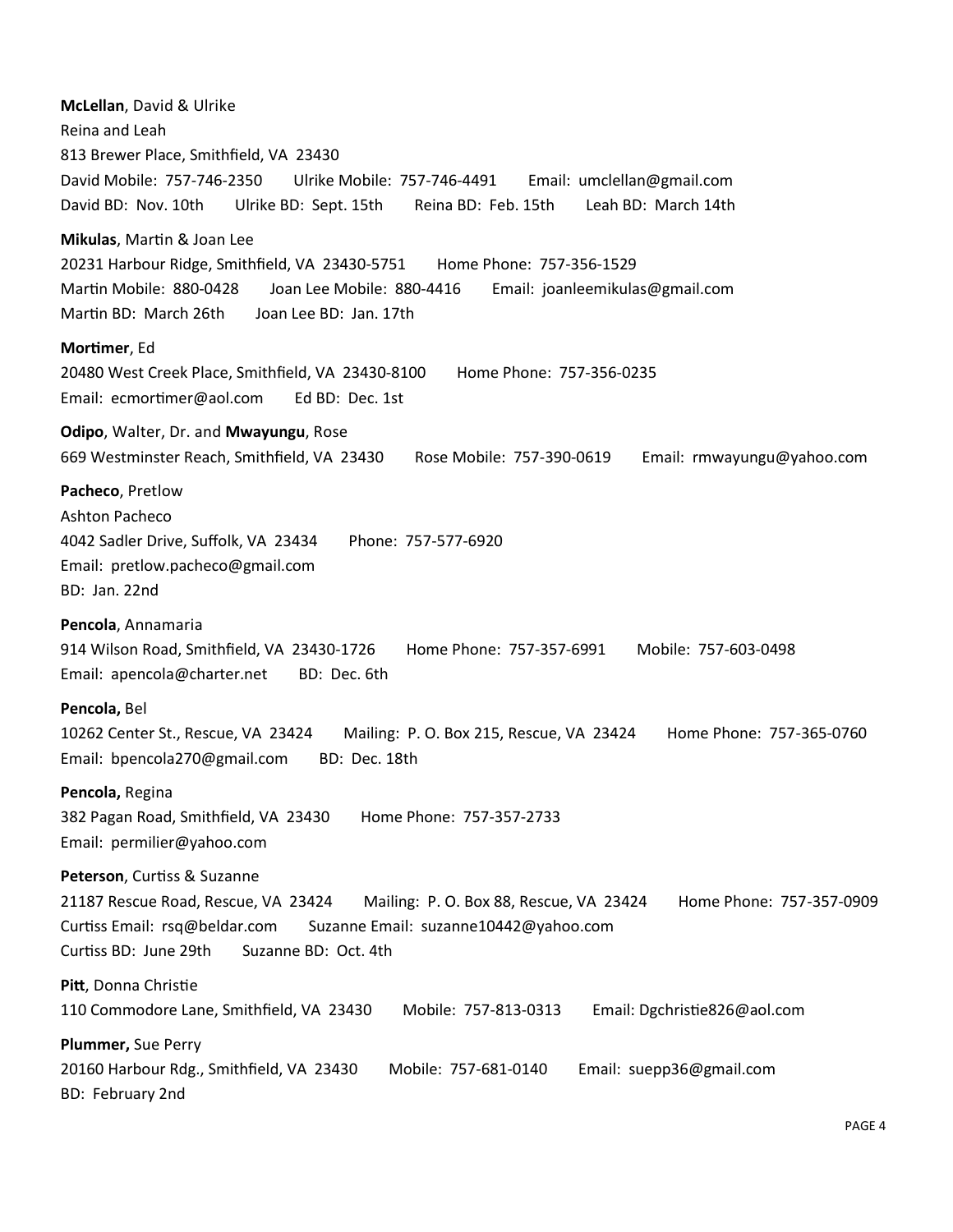**McLellan**, David & Ulrike
Reina and Leah
813 Brewer Place, Smithfield, VA  23430
David Mobile:  757-746-2350    Ulrike Mobile:  757-746-4491    Email:  umclellan@gmail.com
David BD:  Nov. 10th    Ulrike BD:  Sept. 15th    Reina BD:  Feb. 15th    Leah BD:  March 14th

**Mikulas**, Martin & Joan Lee
20231 Harbour Ridge, Smithfield, VA  23430-5751    Home Phone:  757-356-1529
Martin Mobile:  880-0428    Joan Lee Mobile:  880-4416    Email:  joanleemikulas@gmail.com
Martin BD:  March 26th    Joan Lee BD:  Jan. 17th

**Mortimer**, Ed
20480 West Creek Place, Smithfield, VA  23430-8100    Home Phone:  757-356-0235
Email:  ecmortimer@aol.com    Ed BD:  Dec. 1st

**Odipo**, Walter, Dr. and **Mwayungu**, Rose
669 Westminster Reach, Smithfield, VA  23430    Rose Mobile:  757-390-0619    Email:  rmwayungu@yahoo.com

**Pacheco**, Pretlow
Ashton Pacheco
4042 Sadler Drive, Suffolk, VA  23434    Phone:  757-577-6920
Email:  pretlow.pacheco@gmail.com
BD:  Jan. 22nd

**Pencola**, Annamaria
914 Wilson Road, Smithfield, VA  23430-1726    Home Phone:  757-357-6991    Mobile:  757-603-0498
Email:  apencola@charter.net    BD:  Dec. 6th

**Pencola,** Bel
10262 Center St., Rescue, VA  23424    Mailing:  P. O. Box 215, Rescue, VA  23424    Home Phone:  757-365-0760
Email:  bpencola270@gmail.com    BD:  Dec. 18th

**Pencola,** Regina
382 Pagan Road, Smithfield, VA  23430    Home Phone:  757-357-2733
Email:  permilier@yahoo.com

**Peterson**, Curtiss & Suzanne
21187 Rescue Road, Rescue, VA  23424    Mailing:  P. O. Box 88, Rescue, VA  23424    Home Phone:  757-357-0909
Curtiss Email:  rsq@beldar.com    Suzanne Email:  suzanne10442@yahoo.com
Curtiss BD:  June 29th    Suzanne BD:  Oct. 4th

**Pitt**, Donna Christie
110 Commodore Lane, Smithfield, VA  23430    Mobile:  757-813-0313    Email: Dgchristie826@aol.com

**Plummer,** Sue Perry
20160 Harbour Rdg., Smithfield, VA  23430    Mobile:  757-681-0140    Email:  suepp36@gmail.com
BD:  February 2nd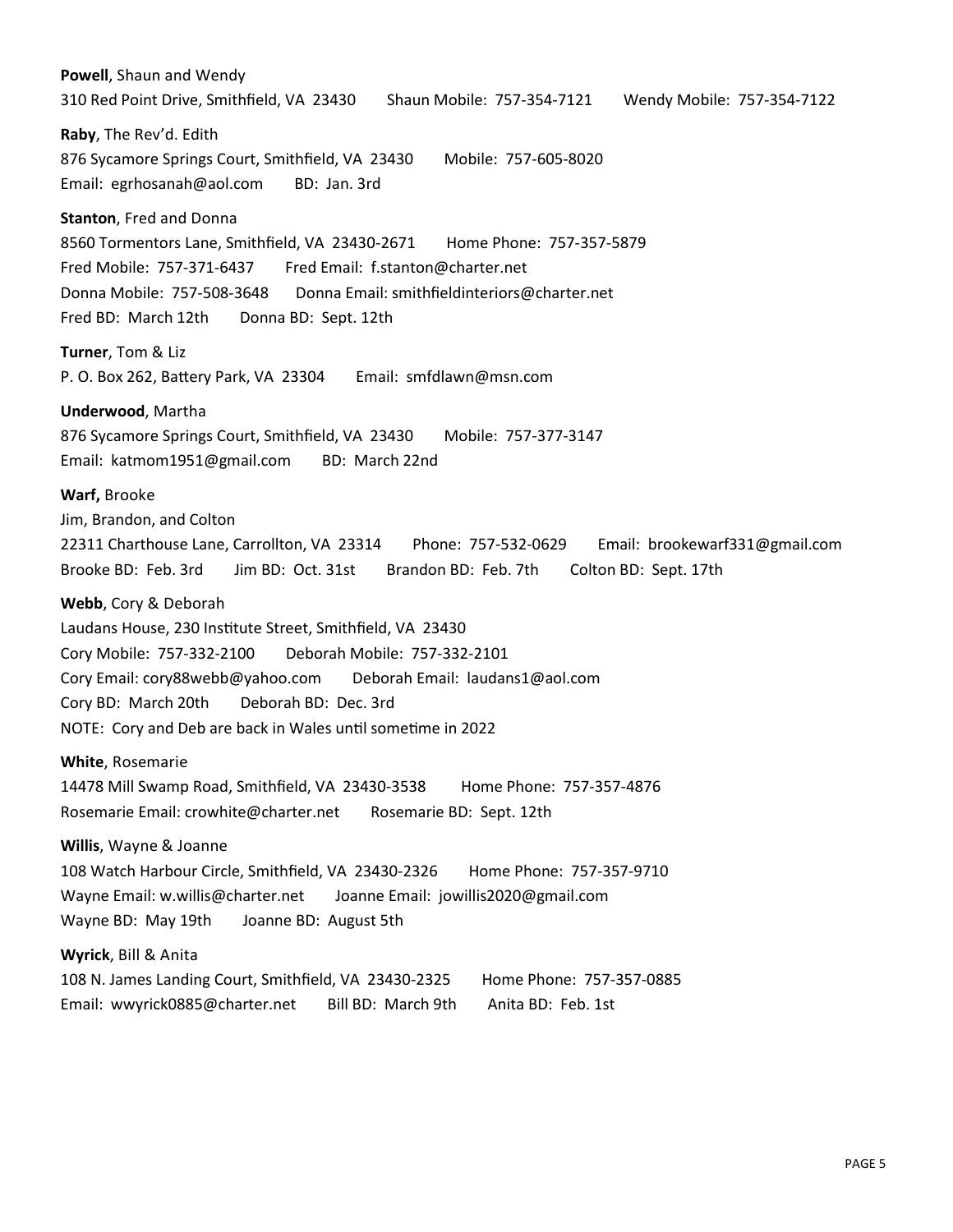**Powell**, Shaun and Wendy
310 Red Point Drive, Smithfield, VA 23430 Shaun Mobile: 757-354-7121 Wendy Mobile: 757-354-7122

**Raby**, The Rev'd. Edith
876 Sycamore Springs Court, Smithfield, VA 23430 Mobile: 757-605-8020
Email: egrhosanah@aol.com BD: Jan. 3rd

**Stanton**, Fred and Donna
8560 Tormentors Lane, Smithfield, VA 23430-2671 Home Phone: 757-357-5879
Fred Mobile: 757-371-6437 Fred Email: f.stanton@charter.net
Donna Mobile: 757-508-3648 Donna Email: smithfieldinteriors@charter.net
Fred BD: March 12th Donna BD: Sept. 12th

**Turner**, Tom & Liz
P. O. Box 262, Battery Park, VA 23304 Email: smfdlawn@msn.com

**Underwood**, Martha
876 Sycamore Springs Court, Smithfield, VA 23430 Mobile: 757-377-3147
Email: katmom1951@gmail.com BD: March 22nd

**Warf,** Brooke
Jim, Brandon, and Colton
22311 Charthouse Lane, Carrollton, VA 23314 Phone: 757-532-0629 Email: brookewarf331@gmail.com
Brooke BD: Feb. 3rd Jim BD: Oct. 31st Brandon BD: Feb. 7th Colton BD: Sept. 17th

**Webb**, Cory & Deborah
Laudans House, 230 Institute Street, Smithfield, VA 23430
Cory Mobile: 757-332-2100 Deborah Mobile: 757-332-2101
Cory Email: cory88webb@yahoo.com Deborah Email: laudans1@aol.com
Cory BD: March 20th Deborah BD: Dec. 3rd
NOTE: Cory and Deb are back in Wales until sometime in 2022

**White**, Rosemarie
14478 Mill Swamp Road, Smithfield, VA 23430-3538 Home Phone: 757-357-4876
Rosemarie Email: crowhite@charter.net Rosemarie BD: Sept. 12th

**Willis**, Wayne & Joanne
108 Watch Harbour Circle, Smithfield, VA 23430-2326 Home Phone: 757-357-9710
Wayne Email: w.willis@charter.net Joanne Email: jowillis2020@gmail.com
Wayne BD: May 19th Joanne BD: August 5th

**Wyrick**, Bill & Anita
108 N. James Landing Court, Smithfield, VA 23430-2325 Home Phone: 757-357-0885
Email: wwyrick0885@charter.net Bill BD: March 9th Anita BD: Feb. 1st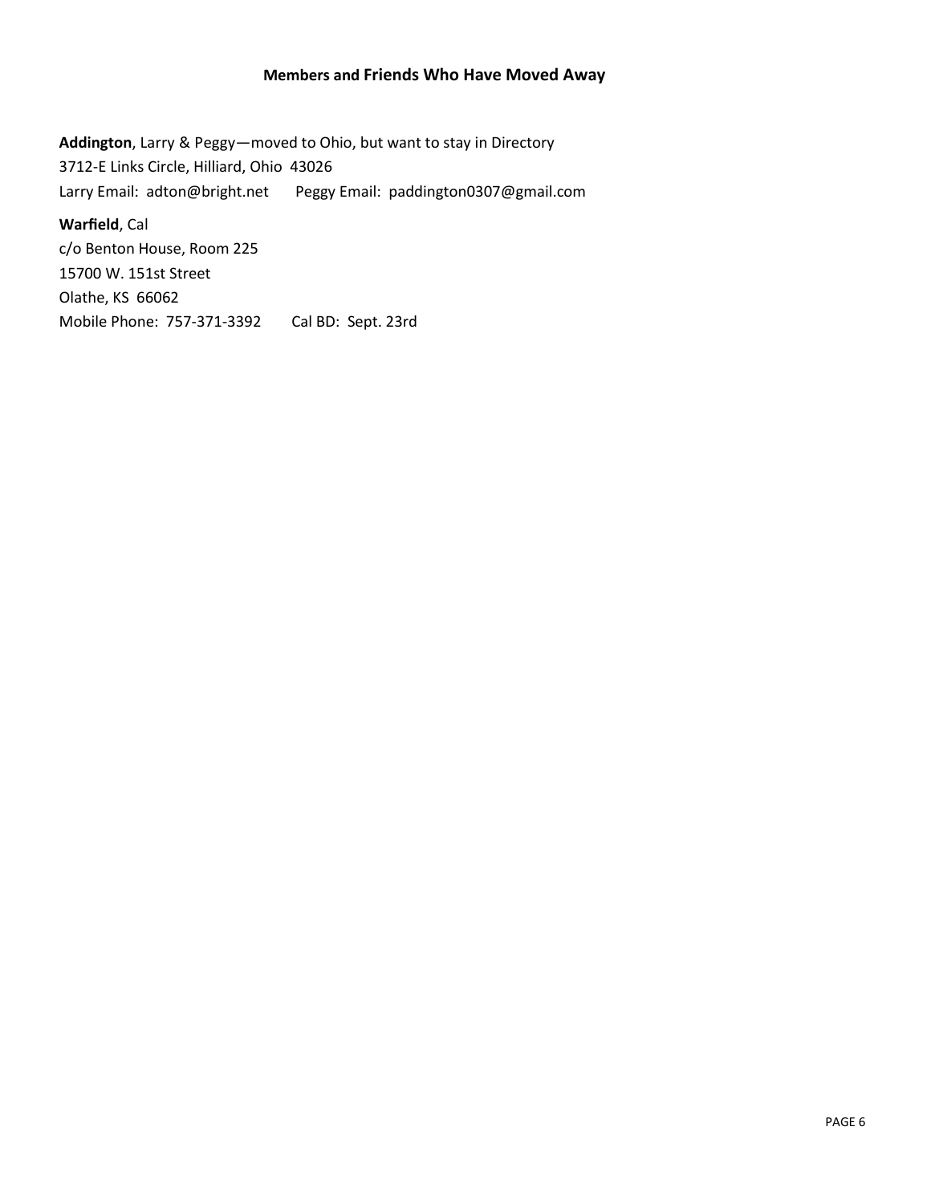## Members and Friends Who Have Moved Away

**Addington**, Larry & Peggy—moved to Ohio, but want to stay in Directory
3712-E Links Circle, Hilliard, Ohio 43026
Larry Email: adton@bright.net Peggy Email: paddington0307@gmail.com

**Warfield**, Cal
c/o Benton House, Room 225
15700 W. 151st Street
Olathe, KS 66062
Mobile Phone: 757-371-3392 Cal BD: Sept. 23rd